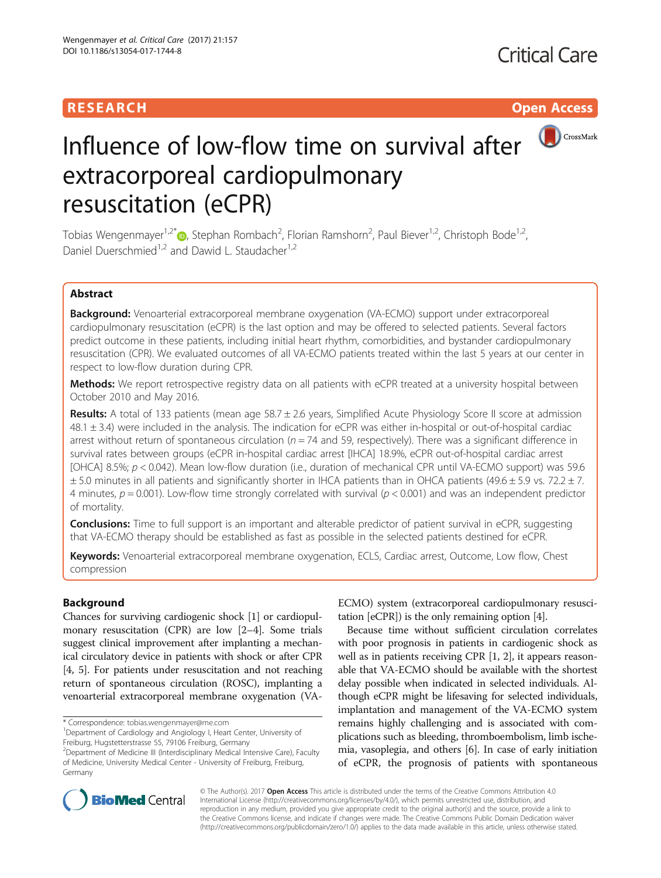RESEARCH

Open Access

# Influence of low-flow time on survival after extracorporeal cardiopulmonary resuscitation (eCPR)

Tobias Wengenmayer[1,2*], Stephan Rombach[2], Florian Ramshorn[2], Paul Biever[1,2], Christoph Bode[1,2], Daniel Duerschmied[1,2] and Dawid L. Staudacher[1,2]

## Abstract

**Background:** Venoarterial extracorporeal membrane oxygenation (VA-ECMO) support under extracorporeal cardiopulmonary resuscitation (eCPR) is the last option and may be offered to selected patients. Several factors predict outcome in these patients, including initial heart rhythm, comorbidities, and bystander cardiopulmonary resuscitation (CPR). We evaluated outcomes of all VA-ECMO patients treated within the last 5 years at our center in respect to low-flow duration during CPR.

**Methods:** We report retrospective registry data on all patients with eCPR treated at a university hospital between October 2010 and May 2016.

**Results:** A total of 133 patients (mean age 58.7 ± 2.6 years, Simplified Acute Physiology Score II score at admission 48.1 ± 3.4) were included in the analysis. The indication for eCPR was either in-hospital or out-of-hospital cardiac arrest without return of spontaneous circulation ($n = 74$ and 59, respectively). There was a significant difference in survival rates between groups (eCPR in-hospital cardiac arrest [IHCA] 18.9%, eCPR out-of-hospital cardiac arrest [OHCA] 8.5%; $p < 0.042$). Mean low-flow duration (i.e., duration of mechanical CPR until VA-ECMO support) was 59.6 ± 5.0 minutes in all patients and significantly shorter in IHCA patients than in OHCA patients (49.6 ± 5.9 vs. 72.2 ± 7.4 minutes, $p = 0.001$). Low-flow time strongly correlated with survival ($p < 0.001$) and was an independent predictor of mortality.

**Conclusions:** Time to full support is an important and alterable predictor of patient survival in eCPR, suggesting that VA-ECMO therapy should be established as fast as possible in the selected patients destined for eCPR.

**Keywords:** Venoarterial extracorporeal membrane oxygenation, ECLS, Cardiac arrest, Outcome, Low flow, Chest compression

## Background

Chances for surviving cardiogenic shock [1] or cardiopulmonary resuscitation (CPR) are low [2–4]. Some trials suggest clinical improvement after implanting a mechanical circulatory device in patients with shock or after CPR [4, 5]. For patients under resuscitation and not reaching return of spontaneous circulation (ROSC), implanting a venoarterial extracorporeal membrane oxygenation (VA-ECMO) system (extracorporeal cardiopulmonary resuscitation [eCPR]) is the only remaining option [4].

Because time without sufficient circulation correlates with poor prognosis in patients in cardiogenic shock as well as in patients receiving CPR [1, 2], it appears reasonable that VA-ECMO should be available with the shortest delay possible when indicated in selected individuals. Although eCPR might be lifesaving for selected individuals, implantation and management of the VA-ECMO system remains highly challenging and is associated with complications such as bleeding, thromboembolism, limb ischemia, vasoplegia, and others [6]. In case of early initiation of eCPR, the prognosis of patients with spontaneous

\* Correspondence: tobias.wengenmayer@me.com
[1]Department of Cardiology and Angiology I, Heart Center, University of Freiburg, Hugstetterstrasse 55, 79106 Freiburg, Germany
[2]Department of Medicine III (Interdisciplinary Medical Intensive Care), Faculty of Medicine, University Medical Center - University of Freiburg, Freiburg, Germany

© The Author(s). 2017 **Open Access** This article is distributed under the terms of the Creative Commons Attribution 4.0 International License (http://creativecommons.org/licenses/by/4.0/), which permits unrestricted use, distribution, and reproduction in any medium, provided you give appropriate credit to the original author(s) and the source, provide a link to the Creative Commons license, and indicate if changes were made. The Creative Commons Public Domain Dedication waiver (http://creativecommons.org/publicdomain/zero/1.0/) applies to the data made available in this article, unless otherwise stated.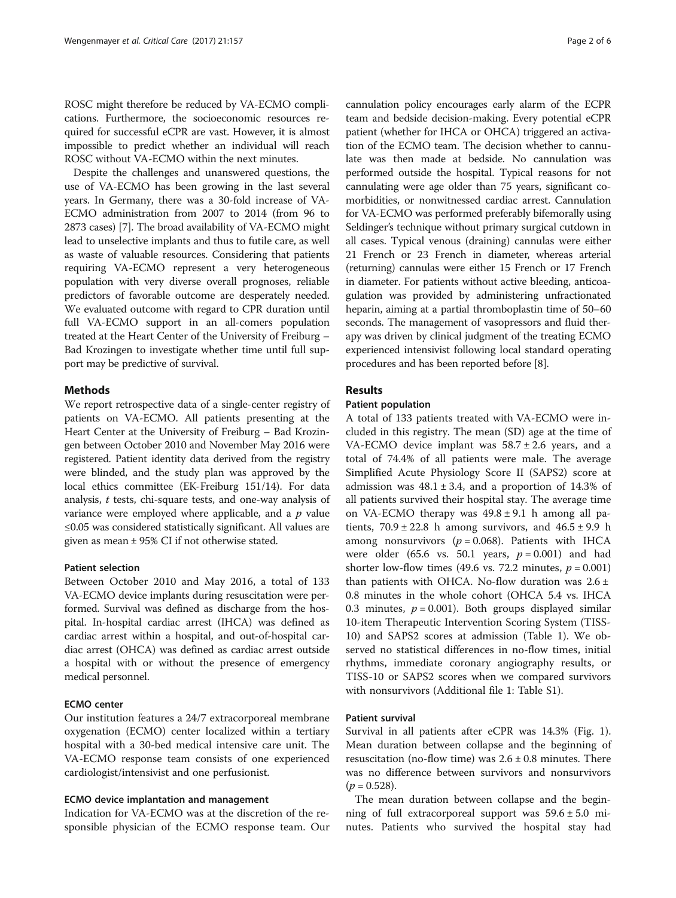ROSC might therefore be reduced by VA-ECMO complications. Furthermore, the socioeconomic resources required for successful eCPR are vast. However, it is almost impossible to predict whether an individual will reach ROSC without VA-ECMO within the next minutes.

Despite the challenges and unanswered questions, the use of VA-ECMO has been growing in the last several years. In Germany, there was a 30-fold increase of VA-ECMO administration from 2007 to 2014 (from 96 to 2873 cases) [7]. The broad availability of VA-ECMO might lead to unselective implants and thus to futile care, as well as waste of valuable resources. Considering that patients requiring VA-ECMO represent a very heterogeneous population with very diverse overall prognoses, reliable predictors of favorable outcome are desperately needed. We evaluated outcome with regard to CPR duration until full VA-ECMO support in an all-comers population treated at the Heart Center of the University of Freiburg – Bad Krozingen to investigate whether time until full support may be predictive of survival.

## Methods

We report retrospective data of a single-center registry of patients on VA-ECMO. All patients presenting at the Heart Center at the University of Freiburg – Bad Krozingen between October 2010 and November May 2016 were registered. Patient identity data derived from the registry were blinded, and the study plan was approved by the local ethics committee (EK-Freiburg 151/14). For data analysis, *t* tests, chi-square tests, and one-way analysis of variance were employed where applicable, and a *p* value ≤0.05 was considered statistically significant. All values are given as mean ± 95% CI if not otherwise stated.

### Patient selection

Between October 2010 and May 2016, a total of 133 VA-ECMO device implants during resuscitation were performed. Survival was defined as discharge from the hospital. In-hospital cardiac arrest (IHCA) was defined as cardiac arrest within a hospital, and out-of-hospital cardiac arrest (OHCA) was defined as cardiac arrest outside a hospital with or without the presence of emergency medical personnel.

### ECMO center

Our institution features a 24/7 extracorporeal membrane oxygenation (ECMO) center localized within a tertiary hospital with a 30-bed medical intensive care unit. The VA-ECMO response team consists of one experienced cardiologist/intensivist and one perfusionist.

### ECMO device implantation and management

Indication for VA-ECMO was at the discretion of the responsible physician of the ECMO response team. Our cannulation policy encourages early alarm of the ECPR team and bedside decision-making. Every potential eCPR patient (whether for IHCA or OHCA) triggered an activation of the ECMO team. The decision whether to cannulate was then made at bedside. No cannulation was performed outside the hospital. Typical reasons for not cannulating were age older than 75 years, significant comorbidities, or nonwitnessed cardiac arrest. Cannulation for VA-ECMO was performed preferably bifemorally using Seldinger's technique without primary surgical cutdown in all cases. Typical venous (draining) cannulas were either 21 French or 23 French in diameter, whereas arterial (returning) cannulas were either 15 French or 17 French in diameter. For patients without active bleeding, anticoagulation was provided by administering unfractionated heparin, aiming at a partial thromboplastin time of 50–60 seconds. The management of vasopressors and fluid therapy was driven by clinical judgment of the treating ECMO experienced intensivist following local standard operating procedures and has been reported before [8].

## Results

### Patient population

A total of 133 patients treated with VA-ECMO were included in this registry. The mean (SD) age at the time of VA-ECMO device implant was 58.7 ± 2.6 years, and a total of 74.4% of all patients were male. The average Simplified Acute Physiology Score II (SAPS2) score at admission was 48.1 ± 3.4, and a proportion of 14.3% of all patients survived their hospital stay. The average time on VA-ECMO therapy was 49.8 ± 9.1 h among all patients, 70.9 ± 22.8 h among survivors, and 46.5 ± 9.9 h among nonsurvivors ($p = 0.068$). Patients with IHCA were older (65.6 vs. 50.1 years, $p = 0.001$) and had shorter low-flow times (49.6 vs. 72.2 minutes, $p = 0.001$) than patients with OHCA. No-flow duration was 2.6 ± 0.8 minutes in the whole cohort (OHCA 5.4 vs. IHCA 0.3 minutes, $p = 0.001$). Both groups displayed similar 10-item Therapeutic Intervention Scoring System (TISS-10) and SAPS2 scores at admission (Table 1). We observed no statistical differences in no-flow times, initial rhythms, immediate coronary angiography results, or TISS-10 or SAPS2 scores when we compared survivors with nonsurvivors (Additional file 1: Table S1).

### Patient survival

Survival in all patients after eCPR was 14.3% (Fig. 1). Mean duration between collapse and the beginning of resuscitation (no-flow time) was 2.6 ± 0.8 minutes. There was no difference between survivors and nonsurvivors ($p = 0.528$).

The mean duration between collapse and the beginning of full extracorporeal support was 59.6 ± 5.0 minutes. Patients who survived the hospital stay had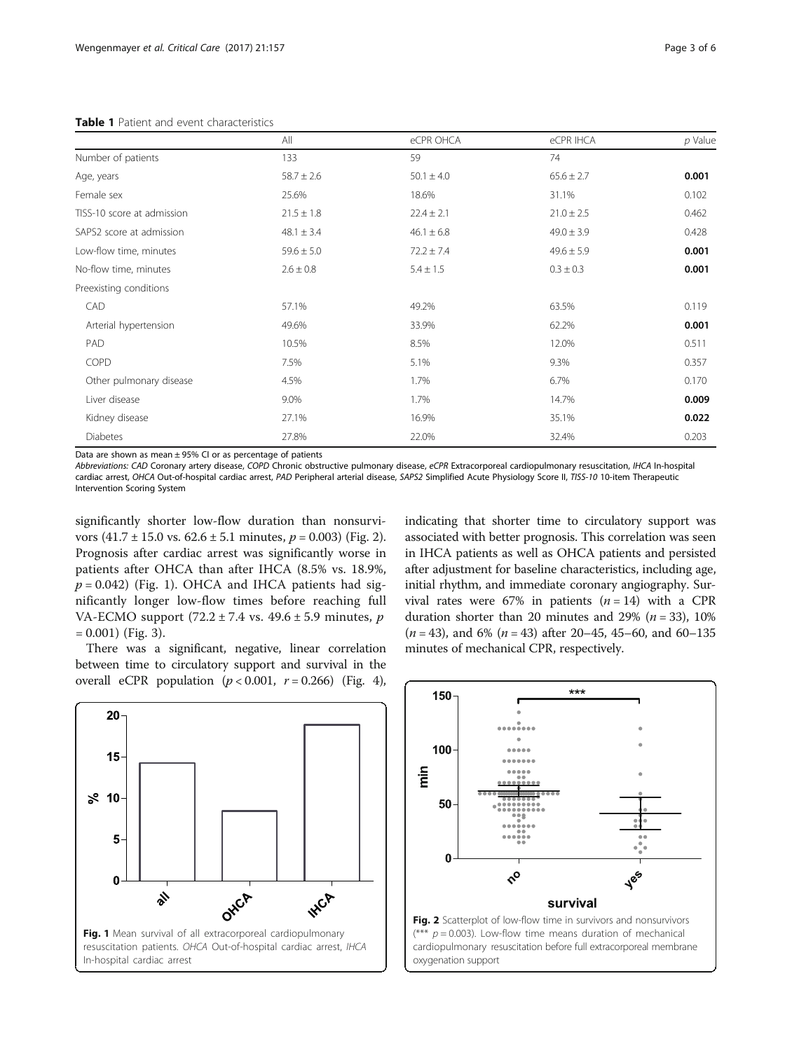**Table 1** Patient and event characteristics

| | All | eCPR OHCA | eCPR IHCA | *p* Value |
|---|---|---|---|---|
| Number of patients | 133 | 59 | 74 | |
| Age, years | 58.7 ± 2.6 | 50.1 ± 4.0 | 65.6 ± 2.7 | **0.001** |
| Female sex | 25.6% | 18.6% | 31.1% | 0.102 |
| TISS-10 score at admission | 21.5 ± 1.8 | 22.4 ± 2.1 | 21.0 ± 2.5 | 0.462 |
| SAPS2 score at admission | 48.1 ± 3.4 | 46.1 ± 6.8 | 49.0 ± 3.9 | 0.428 |
| Low-flow time, minutes | 59.6 ± 5.0 | 72.2 ± 7.4 | 49.6 ± 5.9 | **0.001** |
| No-flow time, minutes | 2.6 ± 0.8 | 5.4 ± 1.5 | 0.3 ± 0.3 | **0.001** |
| Preexisting conditions | | | | |
| CAD | 57.1% | 49.2% | 63.5% | 0.119 |
| Arterial hypertension | 49.6% | 33.9% | 62.2% | **0.001** |
| PAD | 10.5% | 8.5% | 12.0% | 0.511 |
| COPD | 7.5% | 5.1% | 9.3% | 0.357 |
| Other pulmonary disease | 4.5% | 1.7% | 6.7% | 0.170 |
| Liver disease | 9.0% | 1.7% | 14.7% | **0.009** |
| Kidney disease | 27.1% | 16.9% | 35.1% | **0.022** |
| Diabetes | 27.8% | 22.0% | 32.4% | 0.203 |

Data are shown as mean ± 95% CI or as percentage of patients

*Abbreviations: CAD* Coronary artery disease, *COPD* Chronic obstructive pulmonary disease, *eCPR* Extracorporeal cardiopulmonary resuscitation, *IHCA* In-hospital cardiac arrest, *OHCA* Out-of-hospital cardiac arrest, *PAD* Peripheral arterial disease, *SAPS2* Simplified Acute Physiology Score II, *TISS-10* 10-item Therapeutic Intervention Scoring System

significantly shorter low-flow duration than nonsurvivors (41.7 ± 15.0 vs. 62.6 ± 5.1 minutes, $p = 0.003$) (Fig. 2). Prognosis after cardiac arrest was significantly worse in patients after OHCA than after IHCA (8.5% vs. 18.9%, $p = 0.042$) (Fig. 1). OHCA and IHCA patients had significantly longer low-flow times before reaching full VA-ECMO support (72.2 ± 7.4 vs. 49.6 ± 5.9 minutes, $p = 0.001$) (Fig. 3).

There was a significant, negative, linear correlation between time to circulatory support and survival in the overall eCPR population ($p < 0.001$, $r = 0.266$) (Fig. 4), indicating that shorter time to circulatory support was associated with better prognosis. This correlation was seen in IHCA patients as well as OHCA patients and persisted after adjustment for baseline characteristics, including age, initial rhythm, and immediate coronary angiography. Survival rates were 67% in patients ($n = 14$) with a CPR duration shorter than 20 minutes and 29% ($n = 33$), 10% ($n = 43$), and 6% ($n = 43$) after 20–45, 45–60, and 60–135 minutes of mechanical CPR, respectively.

**Fig. 1** Mean survival of all extracorporeal cardiopulmonary resuscitation patients. *OHCA* Out-of-hospital cardiac arrest, *IHCA* In-hospital cardiac arrest

**Fig. 2** Scatterplot of low-flow time in survivors and nonsurvivors (*** $p = 0.003$). Low-flow time means duration of mechanical cardiopulmonary resuscitation before full extracorporeal membrane oxygenation support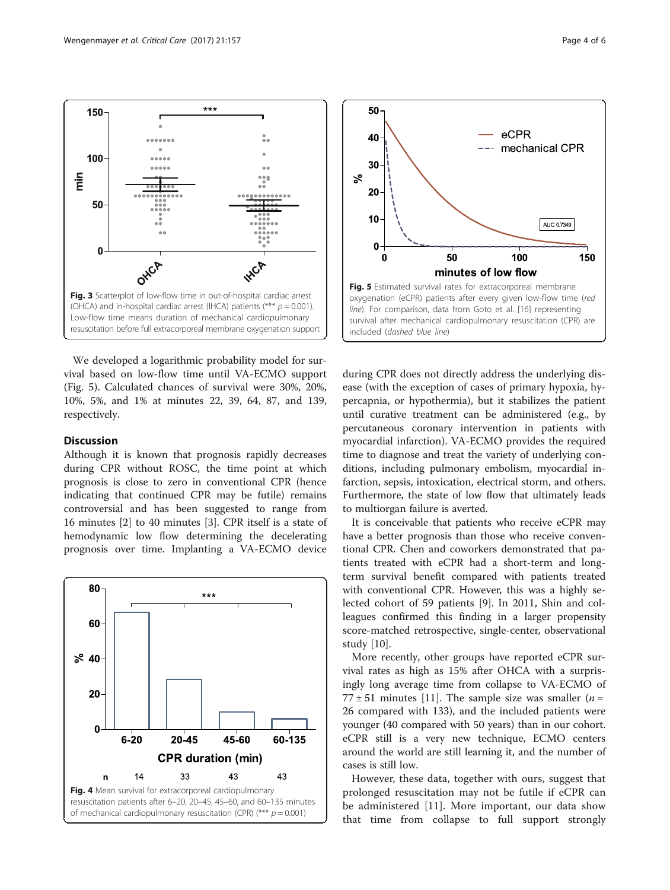Fig. 3 Scatterplot of low-flow time in out-of-hospital cardiac arrest (OHCA) and in-hospital cardiac arrest (IHCA) patients (*** $p = 0.001$). Low-flow time means duration of mechanical cardiopulmonary resuscitation before full extracorporeal membrane oxygenation support

Fig. 5 Estimated survival rates for extracorporeal membrane oxygenation (eCPR) patients after every given low-flow time (*red line*). For comparison, data from Goto et al. [16] representing survival after mechanical cardiopulmonary resuscitation (CPR) are included (*dashed blue line*)

We developed a logarithmic probability model for survival based on low-flow time until VA-ECMO support (Fig. 5). Calculated chances of survival were 30%, 20%, 10%, 5%, and 1% at minutes 22, 39, 64, 87, and 139, respectively.

## Discussion

Although it is known that prognosis rapidly decreases during CPR without ROSC, the time point at which prognosis is close to zero in conventional CPR (hence indicating that continued CPR may be futile) remains controversial and has been suggested to range from 16 minutes [2] to 40 minutes [3]. CPR itself is a state of hemodynamic low flow determining the decelerating prognosis over time. Implanting a VA-ECMO device during CPR does not directly address the underlying disease (with the exception of cases of primary hypoxia, hypercapnia, or hypothermia), but it stabilizes the patient until curative treatment can be administered (e.g., by percutaneous coronary intervention in patients with myocardial infarction). VA-ECMO provides the required time to diagnose and treat the variety of underlying conditions, including pulmonary embolism, myocardial infarction, sepsis, intoxication, electrical storm, and others. Furthermore, the state of low flow that ultimately leads to multiorgan failure is averted.

Fig. 4 Mean survival for extracorporeal cardiopulmonary resuscitation patients after 6–20, 20–45, 45–60, and 60–135 minutes of mechanical cardiopulmonary resuscitation (CPR) (*** $p = 0.001$)

It is conceivable that patients who receive eCPR may have a better prognosis than those who receive conventional CPR. Chen and coworkers demonstrated that patients treated with eCPR had a short-term and long-term survival benefit compared with patients treated with conventional CPR. However, this was a highly selected cohort of 59 patients [9]. In 2011, Shin and colleagues confirmed this finding in a larger propensity score-matched retrospective, single-center, observational study [10].

More recently, other groups have reported eCPR survival rates as high as 15% after OHCA with a surprisingly long average time from collapse to VA-ECMO of $77 \pm 51$ minutes [11]. The sample size was smaller ($n =$ 26 compared with 133), and the included patients were younger (40 compared with 50 years) than in our cohort. eCPR still is a very new technique, ECMO centers around the world are still learning it, and the number of cases is still low.

However, these data, together with ours, suggest that prolonged resuscitation may not be futile if eCPR can be administered [11]. More important, our data show that time from collapse to full support strongly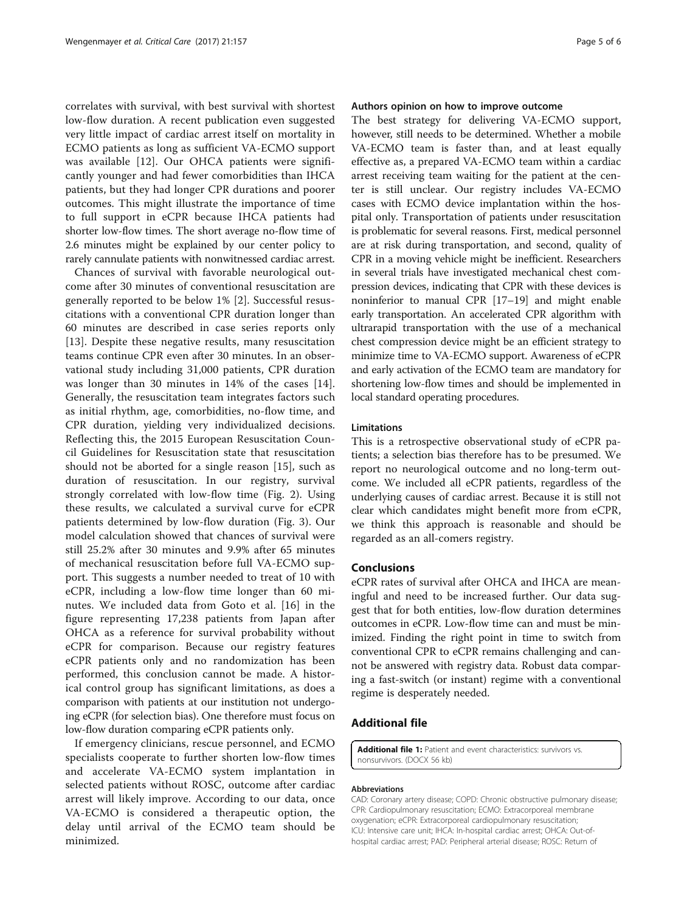correlates with survival, with best survival with shortest low-flow duration. A recent publication even suggested very little impact of cardiac arrest itself on mortality in ECMO patients as long as sufficient VA-ECMO support was available [12]. Our OHCA patients were significantly younger and had fewer comorbidities than IHCA patients, but they had longer CPR durations and poorer outcomes. This might illustrate the importance of time to full support in eCPR because IHCA patients had shorter low-flow times. The short average no-flow time of 2.6 minutes might be explained by our center policy to rarely cannulate patients with nonwitnessed cardiac arrest.

Chances of survival with favorable neurological outcome after 30 minutes of conventional resuscitation are generally reported to be below 1% [2]. Successful resuscitations with a conventional CPR duration longer than 60 minutes are described in case series reports only [13]. Despite these negative results, many resuscitation teams continue CPR even after 30 minutes. In an observational study including 31,000 patients, CPR duration was longer than 30 minutes in 14% of the cases [14]. Generally, the resuscitation team integrates factors such as initial rhythm, age, comorbidities, no-flow time, and CPR duration, yielding very individualized decisions. Reflecting this, the 2015 European Resuscitation Council Guidelines for Resuscitation state that resuscitation should not be aborted for a single reason [15], such as duration of resuscitation. In our registry, survival strongly correlated with low-flow time (Fig. 2). Using these results, we calculated a survival curve for eCPR patients determined by low-flow duration (Fig. 3). Our model calculation showed that chances of survival were still 25.2% after 30 minutes and 9.9% after 65 minutes of mechanical resuscitation before full VA-ECMO support. This suggests a number needed to treat of 10 with eCPR, including a low-flow time longer than 60 minutes. We included data from Goto et al. [16] in the figure representing 17,238 patients from Japan after OHCA as a reference for survival probability without eCPR for comparison. Because our registry features eCPR patients only and no randomization has been performed, this conclusion cannot be made. A historical control group has significant limitations, as does a comparison with patients at our institution not undergoing eCPR (for selection bias). One therefore must focus on low-flow duration comparing eCPR patients only.

If emergency clinicians, rescue personnel, and ECMO specialists cooperate to further shorten low-flow times and accelerate VA-ECMO system implantation in selected patients without ROSC, outcome after cardiac arrest will likely improve. According to our data, once VA-ECMO is considered a therapeutic option, the delay until arrival of the ECMO team should be minimized.

#### Authors opinion on how to improve outcome

The best strategy for delivering VA-ECMO support, however, still needs to be determined. Whether a mobile VA-ECMO team is faster than, and at least equally effective as, a prepared VA-ECMO team within a cardiac arrest receiving team waiting for the patient at the center is still unclear. Our registry includes VA-ECMO cases with ECMO device implantation within the hospital only. Transportation of patients under resuscitation is problematic for several reasons. First, medical personnel are at risk during transportation, and second, quality of CPR in a moving vehicle might be inefficient. Researchers in several trials have investigated mechanical chest compression devices, indicating that CPR with these devices is noninferior to manual CPR [17–19] and might enable early transportation. An accelerated CPR algorithm with ultrarapid transportation with the use of a mechanical chest compression device might be an efficient strategy to minimize time to VA-ECMO support. Awareness of eCPR and early activation of the ECMO team are mandatory for shortening low-flow times and should be implemented in local standard operating procedures.

#### Limitations

This is a retrospective observational study of eCPR patients; a selection bias therefore has to be presumed. We report no neurological outcome and no long-term outcome. We included all eCPR patients, regardless of the underlying causes of cardiac arrest. Because it is still not clear which candidates might benefit more from eCPR, we think this approach is reasonable and should be regarded as an all-comers registry.

## Conclusions

eCPR rates of survival after OHCA and IHCA are meaningful and need to be increased further. Our data suggest that for both entities, low-flow duration determines outcomes in eCPR. Low-flow time can and must be minimized. Finding the right point in time to switch from conventional CPR to eCPR remains challenging and cannot be answered with registry data. Robust data comparing a fast-switch (or instant) regime with a conventional regime is desperately needed.

## Additional file

**Additional file 1:** Patient and event characteristics: survivors vs. nonsurvivors. (DOCX 56 kb)

#### Abbreviations

CAD: Coronary artery disease; COPD: Chronic obstructive pulmonary disease; CPR: Cardiopulmonary resuscitation; ECMO: Extracorporeal membrane oxygenation; eCPR: Extracorporeal cardiopulmonary resuscitation; ICU: Intensive care unit; IHCA: In-hospital cardiac arrest; OHCA: Out-of-hospital cardiac arrest; PAD: Peripheral arterial disease; ROSC: Return of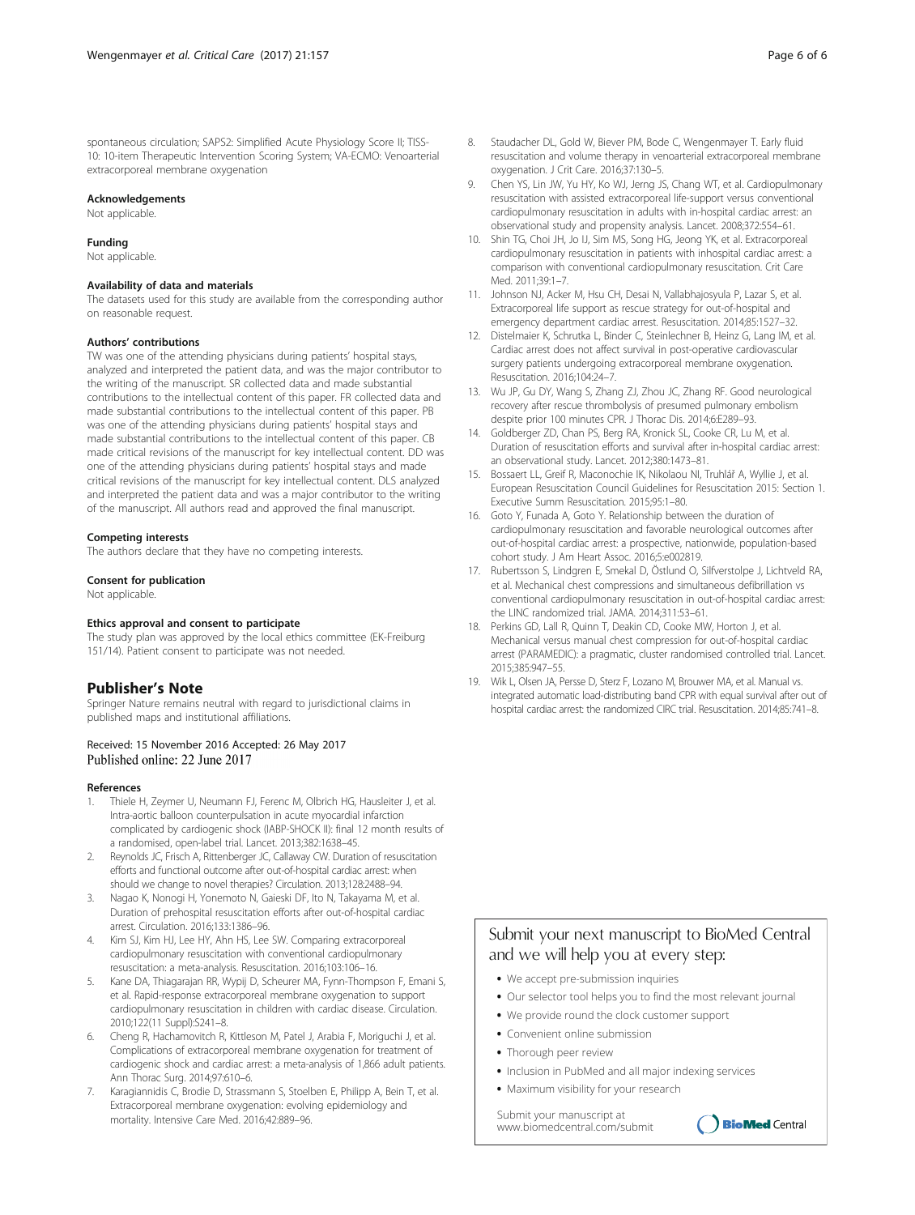spontaneous circulation; SAPS2: Simplified Acute Physiology Score II; TISS-10: 10-item Therapeutic Intervention Scoring System; VA-ECMO: Venoarterial extracorporeal membrane oxygenation

#### Acknowledgements
Not applicable.

#### Funding
Not applicable.

#### Availability of data and materials
The datasets used for this study are available from the corresponding author on reasonable request.

#### Authors' contributions
TW was one of the attending physicians during patients' hospital stays, analyzed and interpreted the patient data, and was the major contributor to the writing of the manuscript. SR collected data and made substantial contributions to the intellectual content of this paper. FR collected data and made substantial contributions to the intellectual content of this paper. PB was one of the attending physicians during patients' hospital stays and made substantial contributions to the intellectual content of this paper. CB made critical revisions of the manuscript for key intellectual content. DD was one of the attending physicians during patients' hospital stays and made critical revisions of the manuscript for key intellectual content. DLS analyzed and interpreted the patient data and was a major contributor to the writing of the manuscript. All authors read and approved the final manuscript.

#### Competing interests
The authors declare that they have no competing interests.

#### Consent for publication
Not applicable.

#### Ethics approval and consent to participate
The study plan was approved by the local ethics committee (EK-Freiburg 151/14). Patient consent to participate was not needed.

## Publisher's Note
Springer Nature remains neutral with regard to jurisdictional claims in published maps and institutional affiliations.

Received: 15 November 2016 Accepted: 26 May 2017
Published online: 22 June 2017

#### References
1. Thiele H, Zeymer U, Neumann FJ, Ferenc M, Olbrich HG, Hausleiter J, et al. Intra-aortic balloon counterpulsation in acute myocardial infarction complicated by cardiogenic shock (IABP-SHOCK II): final 12 month results of a randomised, open-label trial. Lancet. 2013;382:1638–45.
2. Reynolds JC, Frisch A, Rittenberger JC, Callaway CW. Duration of resuscitation efforts and functional outcome after out-of-hospital cardiac arrest: when should we change to novel therapies? Circulation. 2013;128:2488–94.
3. Nagao K, Nonogi H, Yonemoto N, Gaieski DF, Ito N, Takayama M, et al. Duration of prehospital resuscitation efforts after out-of-hospital cardiac arrest. Circulation. 2016;133:1386–96.
4. Kim SJ, Kim HJ, Lee HY, Ahn HS, Lee SW. Comparing extracorporeal cardiopulmonary resuscitation with conventional cardiopulmonary resuscitation: a meta-analysis. Resuscitation. 2016;103:106–16.
5. Kane DA, Thiagarajan RR, Wypij D, Scheurer MA, Fynn-Thompson F, Emani S, et al. Rapid-response extracorporeal membrane oxygenation to support cardiopulmonary resuscitation in children with cardiac disease. Circulation. 2010;122(11 Suppl):S241–8.
6. Cheng R, Hachamovitch R, Kittleson M, Patel J, Arabia F, Moriguchi J, et al. Complications of extracorporeal membrane oxygenation for treatment of cardiogenic shock and cardiac arrest: a meta-analysis of 1,866 adult patients. Ann Thorac Surg. 2014;97:610–6.
7. Karagiannidis C, Brodie D, Strassmann S, Stoelben E, Philipp A, Bein T, et al. Extracorporeal membrane oxygenation: evolving epidemiology and mortality. Intensive Care Med. 2016;42:889–96.
8. Staudacher DL, Gold W, Biever PM, Bode C, Wengenmayer T. Early fluid resuscitation and volume therapy in venoarterial extracorporeal membrane oxygenation. J Crit Care. 2016;37:130–5.
9. Chen YS, Lin JW, Yu HY, Ko WJ, Jerng JS, Chang WT, et al. Cardiopulmonary resuscitation with assisted extracorporeal life-support versus conventional cardiopulmonary resuscitation in adults with in-hospital cardiac arrest: an observational study and propensity analysis. Lancet. 2008;372:554–61.
10. Shin TG, Choi JH, Jo IJ, Sim MS, Song HG, Jeong YK, et al. Extracorporeal cardiopulmonary resuscitation in patients with inhospital cardiac arrest: a comparison with conventional cardiopulmonary resuscitation. Crit Care Med. 2011;39:1–7.
11. Johnson NJ, Acker M, Hsu CH, Desai N, Vallabhajosyula P, Lazar S, et al. Extracorporeal life support as rescue strategy for out-of-hospital and emergency department cardiac arrest. Resuscitation. 2014;85:1527–32.
12. Distelmaier K, Schrutka L, Binder C, Steinlechner B, Heinz G, Lang IM, et al. Cardiac arrest does not affect survival in post-operative cardiovascular surgery patients undergoing extracorporeal membrane oxygenation. Resuscitation. 2016;104:24–7.
13. Wu JP, Gu DY, Wang S, Zhang ZJ, Zhou JC, Zhang RF. Good neurological recovery after rescue thrombolysis of presumed pulmonary embolism despite prior 100 minutes CPR. J Thorac Dis. 2014;6:E289–93.
14. Goldberger ZD, Chan PS, Berg RA, Kronick SL, Cooke CR, Lu M, et al. Duration of resuscitation efforts and survival after in-hospital cardiac arrest: an observational study. Lancet. 2012;380:1473–81.
15. Bossaert LL, Greif R, Maconochie IK, Nikolaou NI, Truhlář A, Wyllie J, et al. European Resuscitation Council Guidelines for Resuscitation 2015: Section 1. Executive Summ Resuscitation. 2015;95:1–80.
16. Goto Y, Funada A, Goto Y. Relationship between the duration of cardiopulmonary resuscitation and favorable neurological outcomes after out-of-hospital cardiac arrest: a prospective, nationwide, population-based cohort study. J Am Heart Assoc. 2016;5:e002819.
17. Rubertsson S, Lindgren E, Smekal D, Östlund O, Silfverstolpe J, Lichtveld RA, et al. Mechanical chest compressions and simultaneous defibrillation vs conventional cardiopulmonary resuscitation in out-of-hospital cardiac arrest: the LINC randomized trial. JAMA. 2014;311:53–61.
18. Perkins GD, Lall R, Quinn T, Deakin CD, Cooke MW, Horton J, et al. Mechanical versus manual chest compression for out-of-hospital cardiac arrest (PARAMEDIC): a pragmatic, cluster randomised controlled trial. Lancet. 2015;385:947–55.
19. Wik L, Olsen JA, Persse D, Sterz F, Lozano M, Brouwer MA, et al. Manual vs. integrated automatic load-distributing band CPR with equal survival after out of hospital cardiac arrest: the randomized CIRC trial. Resuscitation. 2014;85:741–8.

Submit your next manuscript to BioMed Central and we will help you at every step:

- We accept pre-submission inquiries
- Our selector tool helps you to find the most relevant journal
- We provide round the clock customer support
- Convenient online submission
- Thorough peer review
- Inclusion in PubMed and all major indexing services
- Maximum visibility for your research

Submit your manuscript at
www.biomedcentral.com/submit

BioMed Central